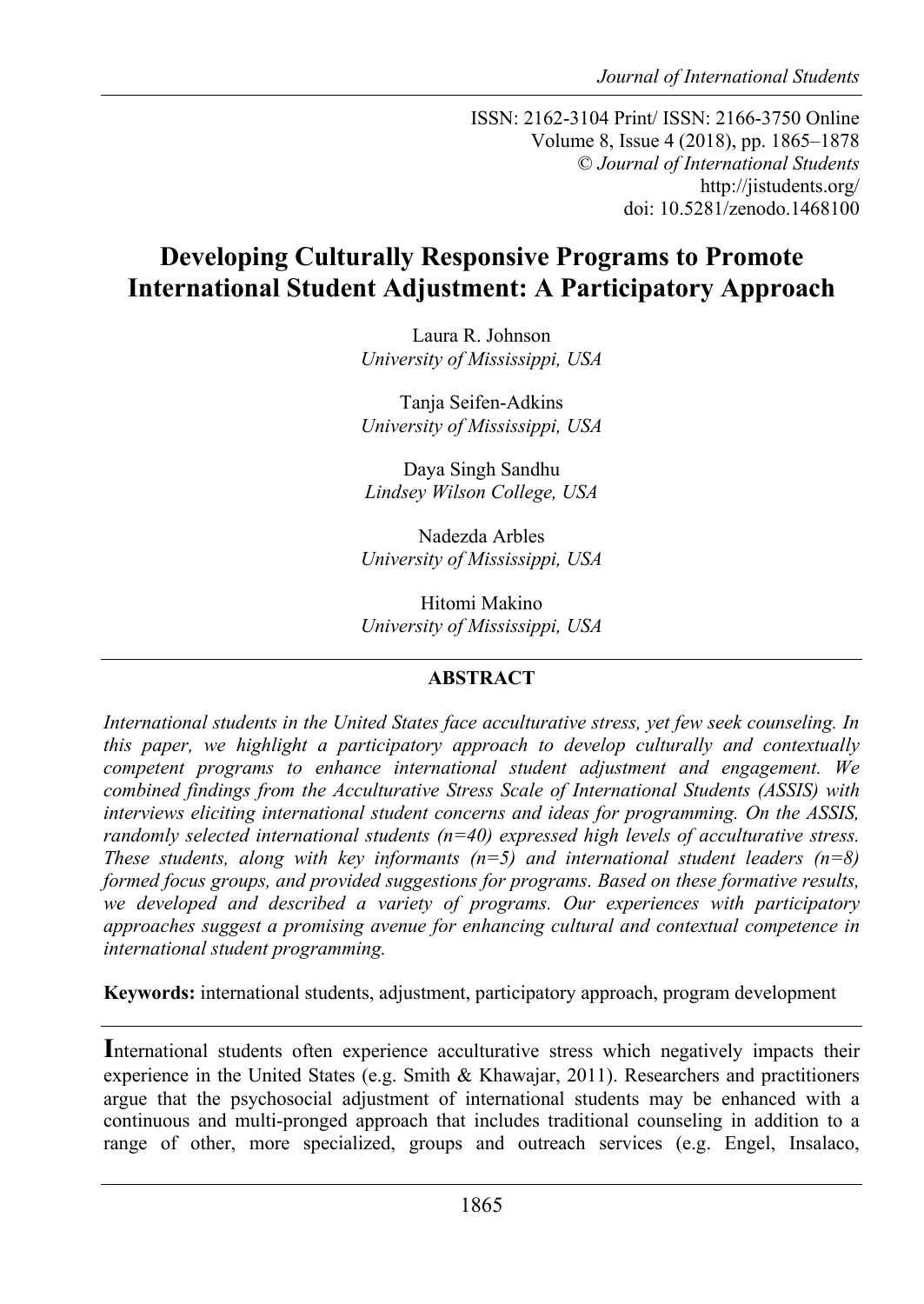ISSN: 2162-3104 Print/ ISSN: 2166-3750 Online
Volume 8, Issue 4 (2018), pp. 1865–1878
© *Journal of International Students*
http://jistudents.org/
doi: 10.5281/zenodo.1468100

# Developing Culturally Responsive Programs to Promote International Student Adjustment: A Participatory Approach

Laura R. Johnson
*University of Mississippi, USA*

Tanja Seifen-Adkins
*University of Mississippi, USA*

Daya Singh Sandhu
*Lindsey Wilson College, USA*

Nadezda Arbles
*University of Mississippi, USA*

Hitomi Makino
*University of Mississippi, USA*

## ABSTRACT

*International students in the United States face acculturative stress, yet few seek counseling. In this paper, we highlight a participatory approach to develop culturally and contextually competent programs to enhance international student adjustment and engagement. We combined findings from the Acculturative Stress Scale of International Students (ASSIS) with interviews eliciting international student concerns and ideas for programming. On the ASSIS, randomly selected international students (n=40) expressed high levels of acculturative stress. These students, along with key informants (n=5) and international student leaders (n=8) formed focus groups, and provided suggestions for programs. Based on these formative results, we developed and described a variety of programs. Our experiences with participatory approaches suggest a promising avenue for enhancing cultural and contextual competence in international student programming.*

**Keywords:** international students, adjustment, participatory approach, program development

International students often experience acculturative stress which negatively impacts their experience in the United States (e.g. Smith & Khawajar, 2011). Researchers and practitioners argue that the psychosocial adjustment of international students may be enhanced with a continuous and multi-pronged approach that includes traditional counseling in addition to a range of other, more specialized, groups and outreach services (e.g. Engel, Insalaco,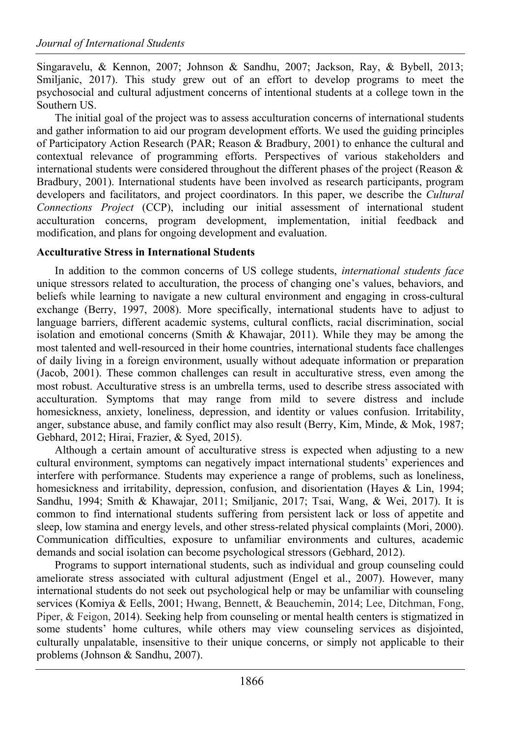Singaravelu, & Kennon, 2007; Johnson & Sandhu, 2007; Jackson, Ray, & Bybell, 2013; Smiljanic, 2017). This study grew out of an effort to develop programs to meet the psychosocial and cultural adjustment concerns of intentional students at a college town in the Southern US.

The initial goal of the project was to assess acculturation concerns of international students and gather information to aid our program development efforts. We used the guiding principles of Participatory Action Research (PAR; Reason & Bradbury, 2001) to enhance the cultural and contextual relevance of programming efforts. Perspectives of various stakeholders and international students were considered throughout the different phases of the project (Reason & Bradbury, 2001). International students have been involved as research participants, program developers and facilitators, and project coordinators. In this paper, we describe the *Cultural Connections Project* (CCP), including our initial assessment of international student acculturation concerns, program development, implementation, initial feedback and modification, and plans for ongoing development and evaluation.

**Acculturative Stress in International Students**

In addition to the common concerns of US college students, *international students face* unique stressors related to acculturation, the process of changing one's values, behaviors, and beliefs while learning to navigate a new cultural environment and engaging in cross-cultural exchange (Berry, 1997, 2008). More specifically, international students have to adjust to language barriers, different academic systems, cultural conflicts, racial discrimination, social isolation and emotional concerns (Smith & Khawajar, 2011). While they may be among the most talented and well-resourced in their home countries, international students face challenges of daily living in a foreign environment, usually without adequate information or preparation (Jacob, 2001). These common challenges can result in acculturative stress, even among the most robust. Acculturative stress is an umbrella terms, used to describe stress associated with acculturation. Symptoms that may range from mild to severe distress and include homesickness, anxiety, loneliness, depression, and identity or values confusion. Irritability, anger, substance abuse, and family conflict may also result (Berry, Kim, Minde, & Mok, 1987; Gebhard, 2012; Hirai, Frazier, & Syed, 2015).

Although a certain amount of acculturative stress is expected when adjusting to a new cultural environment, symptoms can negatively impact international students' experiences and interfere with performance. Students may experience a range of problems, such as loneliness, homesickness and irritability, depression, confusion, and disorientation (Hayes & Lin, 1994; Sandhu, 1994; Smith & Khawajar, 2011; Smiljanic, 2017; Tsai, Wang, & Wei, 2017). It is common to find international students suffering from persistent lack or loss of appetite and sleep, low stamina and energy levels, and other stress-related physical complaints (Mori, 2000). Communication difficulties, exposure to unfamiliar environments and cultures, academic demands and social isolation can become psychological stressors (Gebhard, 2012).

Programs to support international students, such as individual and group counseling could ameliorate stress associated with cultural adjustment (Engel et al., 2007). However, many international students do not seek out psychological help or may be unfamiliar with counseling services (Komiya & Eells, 2001; Hwang, Bennett, & Beauchemin, 2014; Lee, Ditchman, Fong, Piper, & Feigon, 2014). Seeking help from counseling or mental health centers is stigmatized in some students' home cultures, while others may view counseling services as disjointed, culturally unpalatable, insensitive to their unique concerns, or simply not applicable to their problems (Johnson & Sandhu, 2007).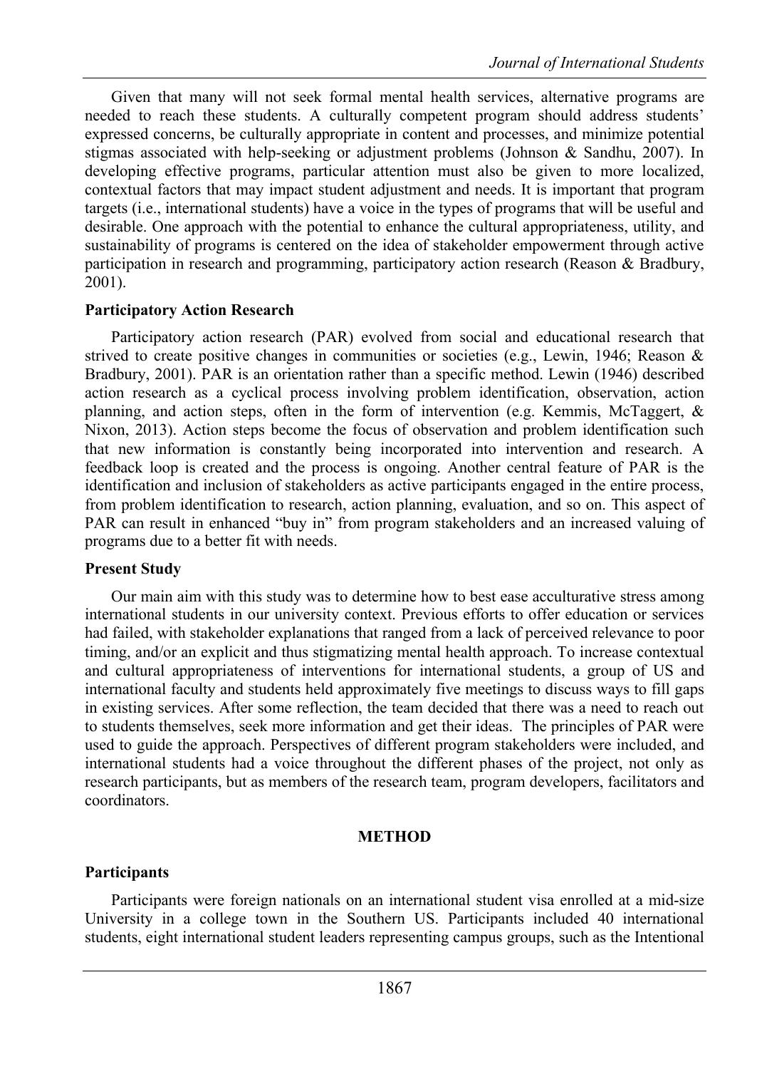Given that many will not seek formal mental health services, alternative programs are needed to reach these students. A culturally competent program should address students' expressed concerns, be culturally appropriate in content and processes, and minimize potential stigmas associated with help-seeking or adjustment problems (Johnson & Sandhu, 2007). In developing effective programs, particular attention must also be given to more localized, contextual factors that may impact student adjustment and needs. It is important that program targets (i.e., international students) have a voice in the types of programs that will be useful and desirable. One approach with the potential to enhance the cultural appropriateness, utility, and sustainability of programs is centered on the idea of stakeholder empowerment through active participation in research and programming, participatory action research (Reason & Bradbury, 2001).

### Participatory Action Research

Participatory action research (PAR) evolved from social and educational research that strived to create positive changes in communities or societies (e.g., Lewin, 1946; Reason & Bradbury, 2001). PAR is an orientation rather than a specific method. Lewin (1946) described action research as a cyclical process involving problem identification, observation, action planning, and action steps, often in the form of intervention (e.g. Kemmis, McTaggert, & Nixon, 2013). Action steps become the focus of observation and problem identification such that new information is constantly being incorporated into intervention and research. A feedback loop is created and the process is ongoing. Another central feature of PAR is the identification and inclusion of stakeholders as active participants engaged in the entire process, from problem identification to research, action planning, evaluation, and so on. This aspect of PAR can result in enhanced "buy in" from program stakeholders and an increased valuing of programs due to a better fit with needs.

### Present Study

Our main aim with this study was to determine how to best ease acculturative stress among international students in our university context. Previous efforts to offer education or services had failed, with stakeholder explanations that ranged from a lack of perceived relevance to poor timing, and/or an explicit and thus stigmatizing mental health approach. To increase contextual and cultural appropriateness of interventions for international students, a group of US and international faculty and students held approximately five meetings to discuss ways to fill gaps in existing services. After some reflection, the team decided that there was a need to reach out to students themselves, seek more information and get their ideas. The principles of PAR were used to guide the approach. Perspectives of different program stakeholders were included, and international students had a voice throughout the different phases of the project, not only as research participants, but as members of the research team, program developers, facilitators and coordinators.

## METHOD

### Participants

Participants were foreign nationals on an international student visa enrolled at a mid-size University in a college town in the Southern US. Participants included 40 international students, eight international student leaders representing campus groups, such as the Intentional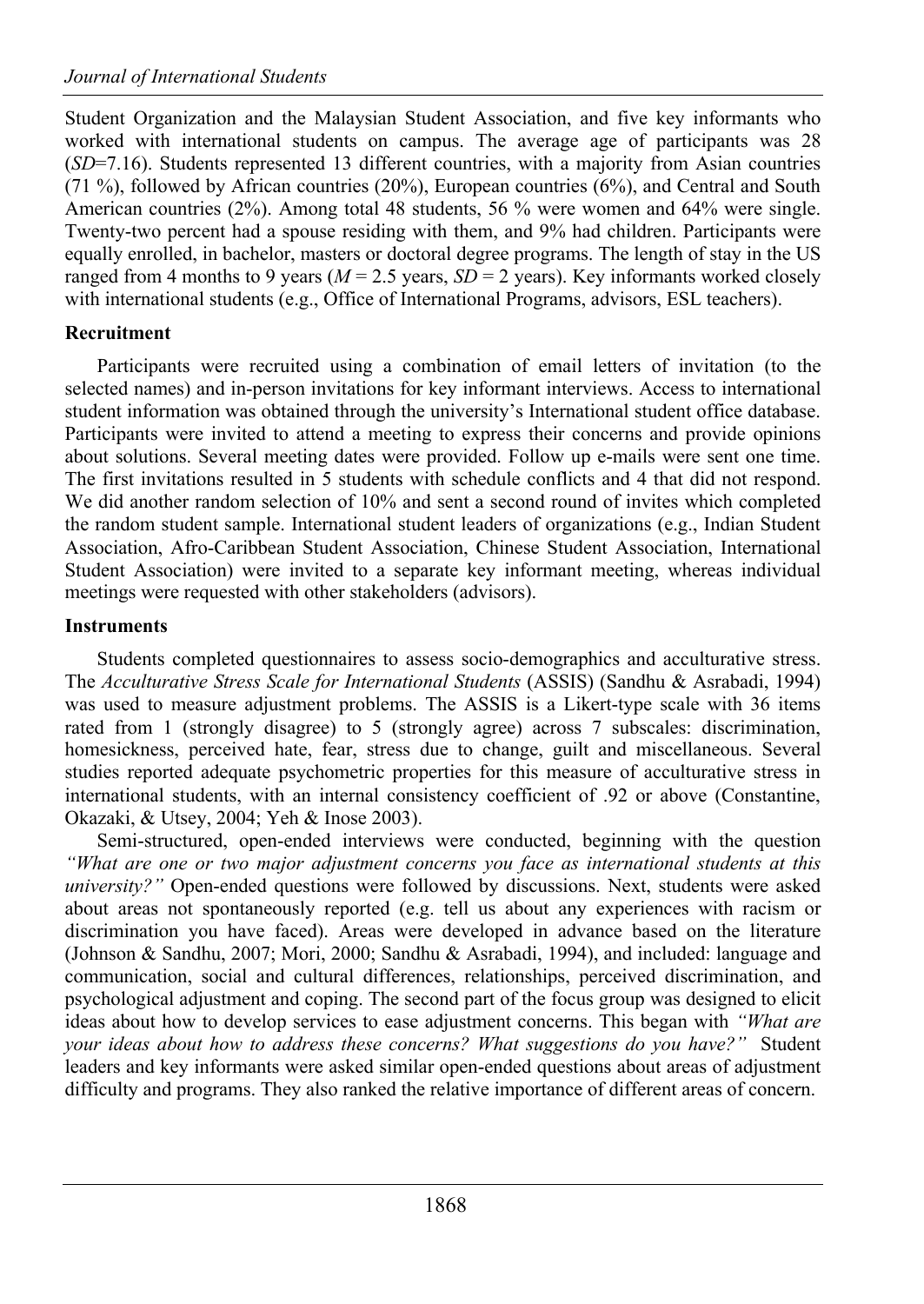Student Organization and the Malaysian Student Association, and five key informants who worked with international students on campus. The average age of participants was 28 (*SD*=7.16). Students represented 13 different countries, with a majority from Asian countries (71 %), followed by African countries (20%), European countries (6%), and Central and South American countries (2%). Among total 48 students, 56 % were women and 64% were single. Twenty-two percent had a spouse residing with them, and 9% had children. Participants were equally enrolled, in bachelor, masters or doctoral degree programs. The length of stay in the US ranged from 4 months to 9 years (*M* = 2.5 years, *SD* = 2 years). Key informants worked closely with international students (e.g., Office of International Programs, advisors, ESL teachers).

**Recruitment**

Participants were recruited using a combination of email letters of invitation (to the selected names) and in-person invitations for key informant interviews. Access to international student information was obtained through the university's International student office database. Participants were invited to attend a meeting to express their concerns and provide opinions about solutions. Several meeting dates were provided. Follow up e-mails were sent one time. The first invitations resulted in 5 students with schedule conflicts and 4 that did not respond. We did another random selection of 10% and sent a second round of invites which completed the random student sample. International student leaders of organizations (e.g., Indian Student Association, Afro-Caribbean Student Association, Chinese Student Association, International Student Association) were invited to a separate key informant meeting, whereas individual meetings were requested with other stakeholders (advisors).

**Instruments**

Students completed questionnaires to assess socio-demographics and acculturative stress. The *Acculturative Stress Scale for International Students* (ASSIS) (Sandhu & Asrabadi, 1994) was used to measure adjustment problems. The ASSIS is a Likert-type scale with 36 items rated from 1 (strongly disagree) to 5 (strongly agree) across 7 subscales: discrimination, homesickness, perceived hate, fear, stress due to change, guilt and miscellaneous. Several studies reported adequate psychometric properties for this measure of acculturative stress in international students, with an internal consistency coefficient of .92 or above (Constantine, Okazaki, & Utsey, 2004; Yeh & Inose 2003).

Semi-structured, open-ended interviews were conducted, beginning with the question *"What are one or two major adjustment concerns you face as international students at this university?"* Open-ended questions were followed by discussions. Next, students were asked about areas not spontaneously reported (e.g. tell us about any experiences with racism or discrimination you have faced). Areas were developed in advance based on the literature (Johnson & Sandhu, 2007; Mori, 2000; Sandhu & Asrabadi, 1994), and included: language and communication, social and cultural differences, relationships, perceived discrimination, and psychological adjustment and coping. The second part of the focus group was designed to elicit ideas about how to develop services to ease adjustment concerns. This began with *"What are your ideas about how to address these concerns? What suggestions do you have?"* Student leaders and key informants were asked similar open-ended questions about areas of adjustment difficulty and programs. They also ranked the relative importance of different areas of concern.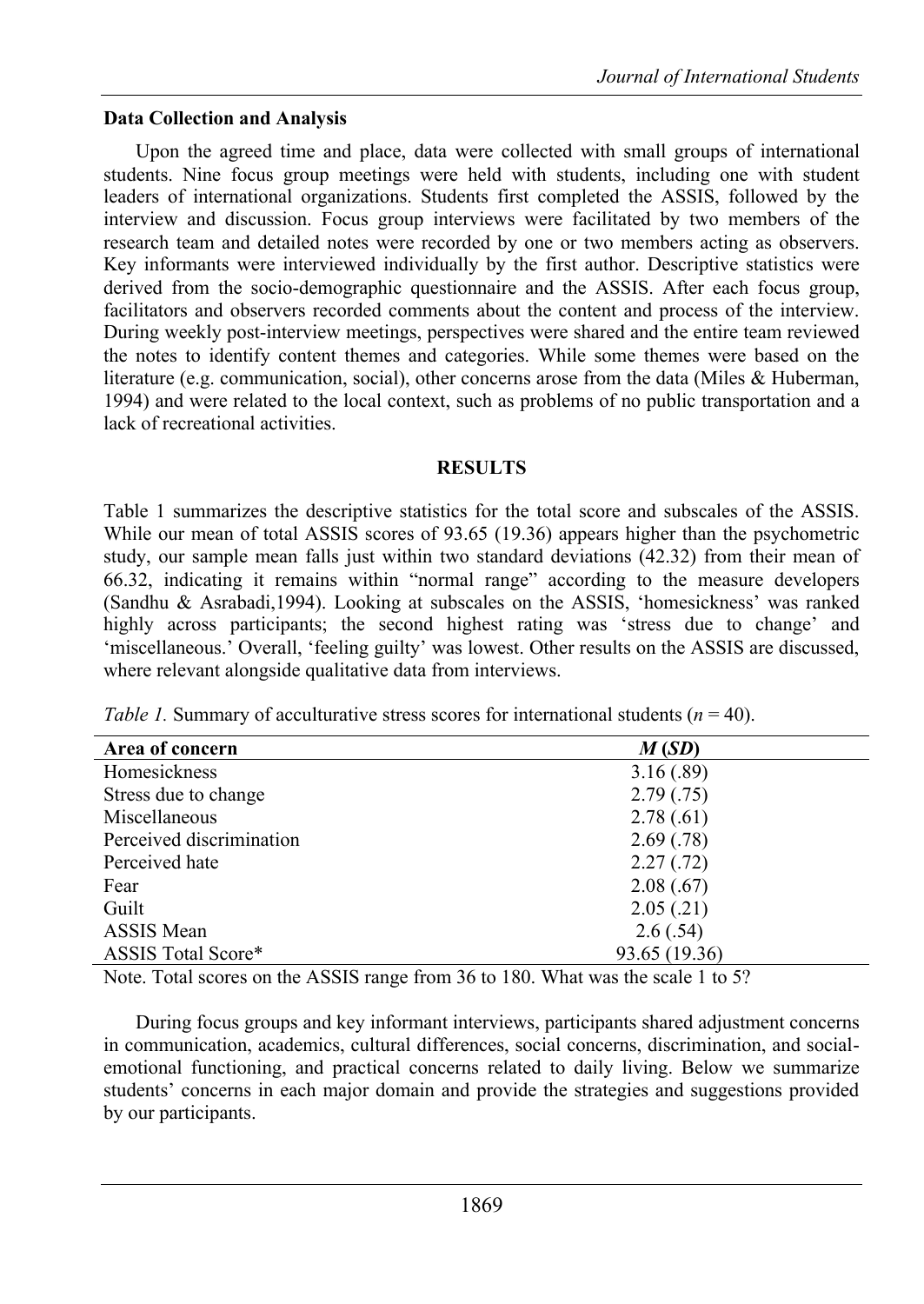### Data Collection and Analysis

Upon the agreed time and place, data were collected with small groups of international students. Nine focus group meetings were held with students, including one with student leaders of international organizations. Students first completed the ASSIS, followed by the interview and discussion. Focus group interviews were facilitated by two members of the research team and detailed notes were recorded by one or two members acting as observers. Key informants were interviewed individually by the first author. Descriptive statistics were derived from the socio-demographic questionnaire and the ASSIS. After each focus group, facilitators and observers recorded comments about the content and process of the interview. During weekly post-interview meetings, perspectives were shared and the entire team reviewed the notes to identify content themes and categories. While some themes were based on the literature (e.g. communication, social), other concerns arose from the data (Miles & Huberman, 1994) and were related to the local context, such as problems of no public transportation and a lack of recreational activities.

## RESULTS

Table 1 summarizes the descriptive statistics for the total score and subscales of the ASSIS. While our mean of total ASSIS scores of 93.65 (19.36) appears higher than the psychometric study, our sample mean falls just within two standard deviations (42.32) from their mean of 66.32, indicating it remains within "normal range" according to the measure developers (Sandhu & Asrabadi,1994). Looking at subscales on the ASSIS, 'homesickness' was ranked highly across participants; the second highest rating was 'stress due to change' and 'miscellaneous.' Overall, 'feeling guilty' was lowest. Other results on the ASSIS are discussed, where relevant alongside qualitative data from interviews.

*Table 1.* Summary of acculturative stress scores for international students ($n$ = 40).

| Area of concern | ***M* (*SD*)** |
|---|---|
| Homesickness | 3.16 (.89) |
| Stress due to change | 2.79 (.75) |
| Miscellaneous | 2.78 (.61) |
| Perceived discrimination | 2.69 (.78) |
| Perceived hate | 2.27 (.72) |
| Fear | 2.08 (.67) |
| Guilt | 2.05 (.21) |
| ASSIS Mean | 2.6 (.54) |
| ASSIS Total Score* | 93.65 (19.36) |

Note. Total scores on the ASSIS range from 36 to 180. What was the scale 1 to 5?

During focus groups and key informant interviews, participants shared adjustment concerns in communication, academics, cultural differences, social concerns, discrimination, and social-emotional functioning, and practical concerns related to daily living. Below we summarize students' concerns in each major domain and provide the strategies and suggestions provided by our participants.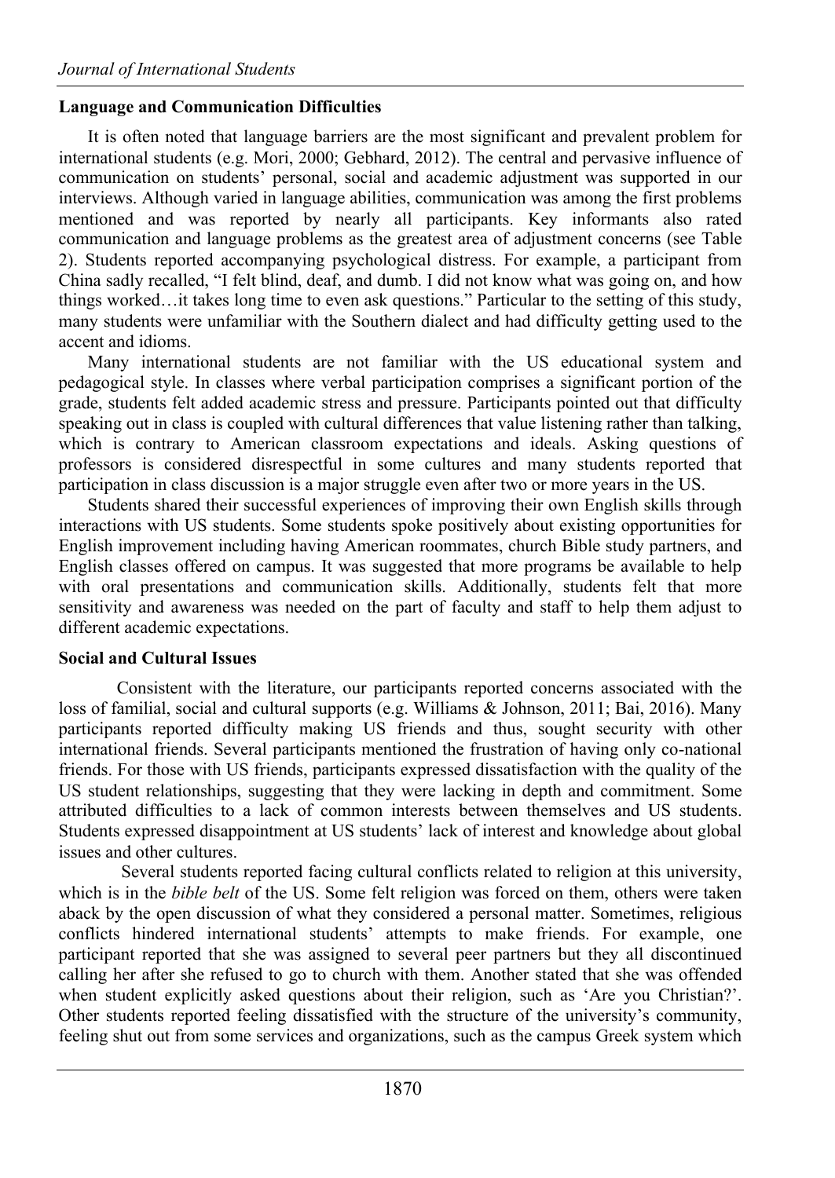**Language and Communication Difficulties**

It is often noted that language barriers are the most significant and prevalent problem for international students (e.g. Mori, 2000; Gebhard, 2012). The central and pervasive influence of communication on students' personal, social and academic adjustment was supported in our interviews. Although varied in language abilities, communication was among the first problems mentioned and was reported by nearly all participants. Key informants also rated communication and language problems as the greatest area of adjustment concerns (see Table 2). Students reported accompanying psychological distress. For example, a participant from China sadly recalled, "I felt blind, deaf, and dumb. I did not know what was going on, and how things worked…it takes long time to even ask questions." Particular to the setting of this study, many students were unfamiliar with the Southern dialect and had difficulty getting used to the accent and idioms.

Many international students are not familiar with the US educational system and pedagogical style. In classes where verbal participation comprises a significant portion of the grade, students felt added academic stress and pressure. Participants pointed out that difficulty speaking out in class is coupled with cultural differences that value listening rather than talking, which is contrary to American classroom expectations and ideals. Asking questions of professors is considered disrespectful in some cultures and many students reported that participation in class discussion is a major struggle even after two or more years in the US.

Students shared their successful experiences of improving their own English skills through interactions with US students. Some students spoke positively about existing opportunities for English improvement including having American roommates, church Bible study partners, and English classes offered on campus. It was suggested that more programs be available to help with oral presentations and communication skills. Additionally, students felt that more sensitivity and awareness was needed on the part of faculty and staff to help them adjust to different academic expectations.

**Social and Cultural Issues**

Consistent with the literature, our participants reported concerns associated with the loss of familial, social and cultural supports (e.g. Williams & Johnson, 2011; Bai, 2016). Many participants reported difficulty making US friends and thus, sought security with other international friends. Several participants mentioned the frustration of having only co-national friends. For those with US friends, participants expressed dissatisfaction with the quality of the US student relationships, suggesting that they were lacking in depth and commitment. Some attributed difficulties to a lack of common interests between themselves and US students. Students expressed disappointment at US students' lack of interest and knowledge about global issues and other cultures.

Several students reported facing cultural conflicts related to religion at this university, which is in the *bible belt* of the US. Some felt religion was forced on them, others were taken aback by the open discussion of what they considered a personal matter. Sometimes, religious conflicts hindered international students' attempts to make friends. For example, one participant reported that she was assigned to several peer partners but they all discontinued calling her after she refused to go to church with them. Another stated that she was offended when student explicitly asked questions about their religion, such as 'Are you Christian?'. Other students reported feeling dissatisfied with the structure of the university's community, feeling shut out from some services and organizations, such as the campus Greek system which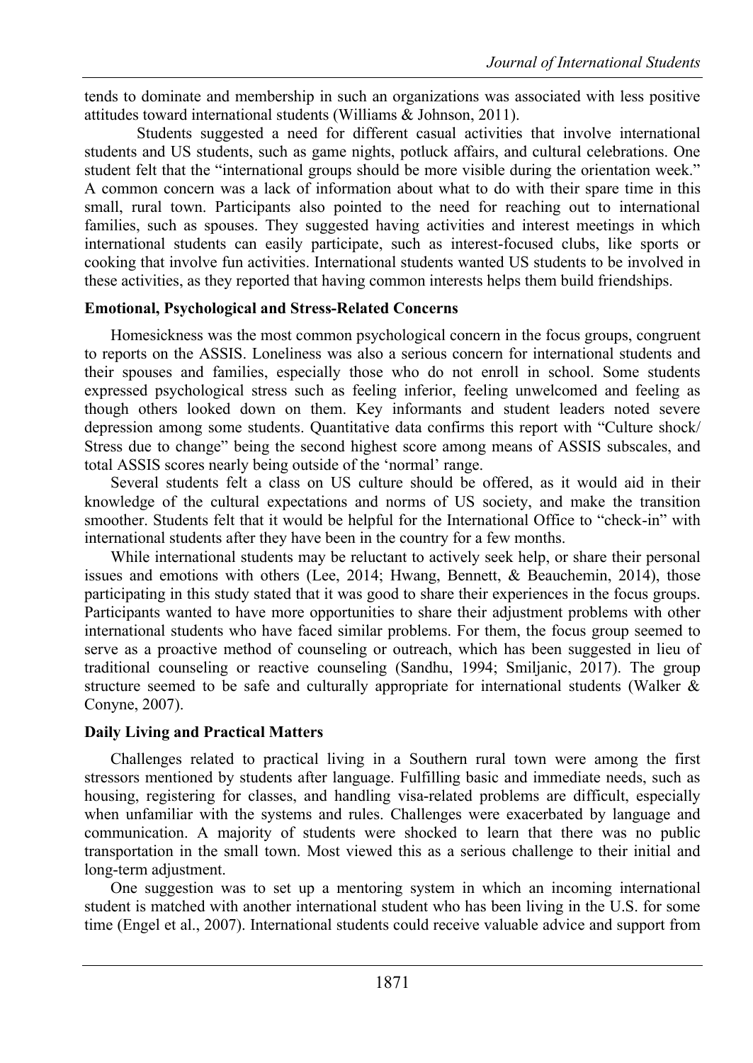tends to dominate and membership in such an organizations was associated with less positive attitudes toward international students (Williams & Johnson, 2011).

Students suggested a need for different casual activities that involve international students and US students, such as game nights, potluck affairs, and cultural celebrations. One student felt that the "international groups should be more visible during the orientation week." A common concern was a lack of information about what to do with their spare time in this small, rural town. Participants also pointed to the need for reaching out to international families, such as spouses. They suggested having activities and interest meetings in which international students can easily participate, such as interest-focused clubs, like sports or cooking that involve fun activities. International students wanted US students to be involved in these activities, as they reported that having common interests helps them build friendships.

### Emotional, Psychological and Stress-Related Concerns

Homesickness was the most common psychological concern in the focus groups, congruent to reports on the ASSIS. Loneliness was also a serious concern for international students and their spouses and families, especially those who do not enroll in school. Some students expressed psychological stress such as feeling inferior, feeling unwelcomed and feeling as though others looked down on them. Key informants and student leaders noted severe depression among some students. Quantitative data confirms this report with "Culture shock/ Stress due to change" being the second highest score among means of ASSIS subscales, and total ASSIS scores nearly being outside of the 'normal' range.

Several students felt a class on US culture should be offered, as it would aid in their knowledge of the cultural expectations and norms of US society, and make the transition smoother. Students felt that it would be helpful for the International Office to "check-in" with international students after they have been in the country for a few months.

While international students may be reluctant to actively seek help, or share their personal issues and emotions with others (Lee, 2014; Hwang, Bennett, & Beauchemin, 2014), those participating in this study stated that it was good to share their experiences in the focus groups. Participants wanted to have more opportunities to share their adjustment problems with other international students who have faced similar problems. For them, the focus group seemed to serve as a proactive method of counseling or outreach, which has been suggested in lieu of traditional counseling or reactive counseling (Sandhu, 1994; Smiljanic, 2017). The group structure seemed to be safe and culturally appropriate for international students (Walker & Conyne, 2007).

### Daily Living and Practical Matters

Challenges related to practical living in a Southern rural town were among the first stressors mentioned by students after language. Fulfilling basic and immediate needs, such as housing, registering for classes, and handling visa-related problems are difficult, especially when unfamiliar with the systems and rules. Challenges were exacerbated by language and communication. A majority of students were shocked to learn that there was no public transportation in the small town. Most viewed this as a serious challenge to their initial and long-term adjustment.

One suggestion was to set up a mentoring system in which an incoming international student is matched with another international student who has been living in the U.S. for some time (Engel et al., 2007). International students could receive valuable advice and support from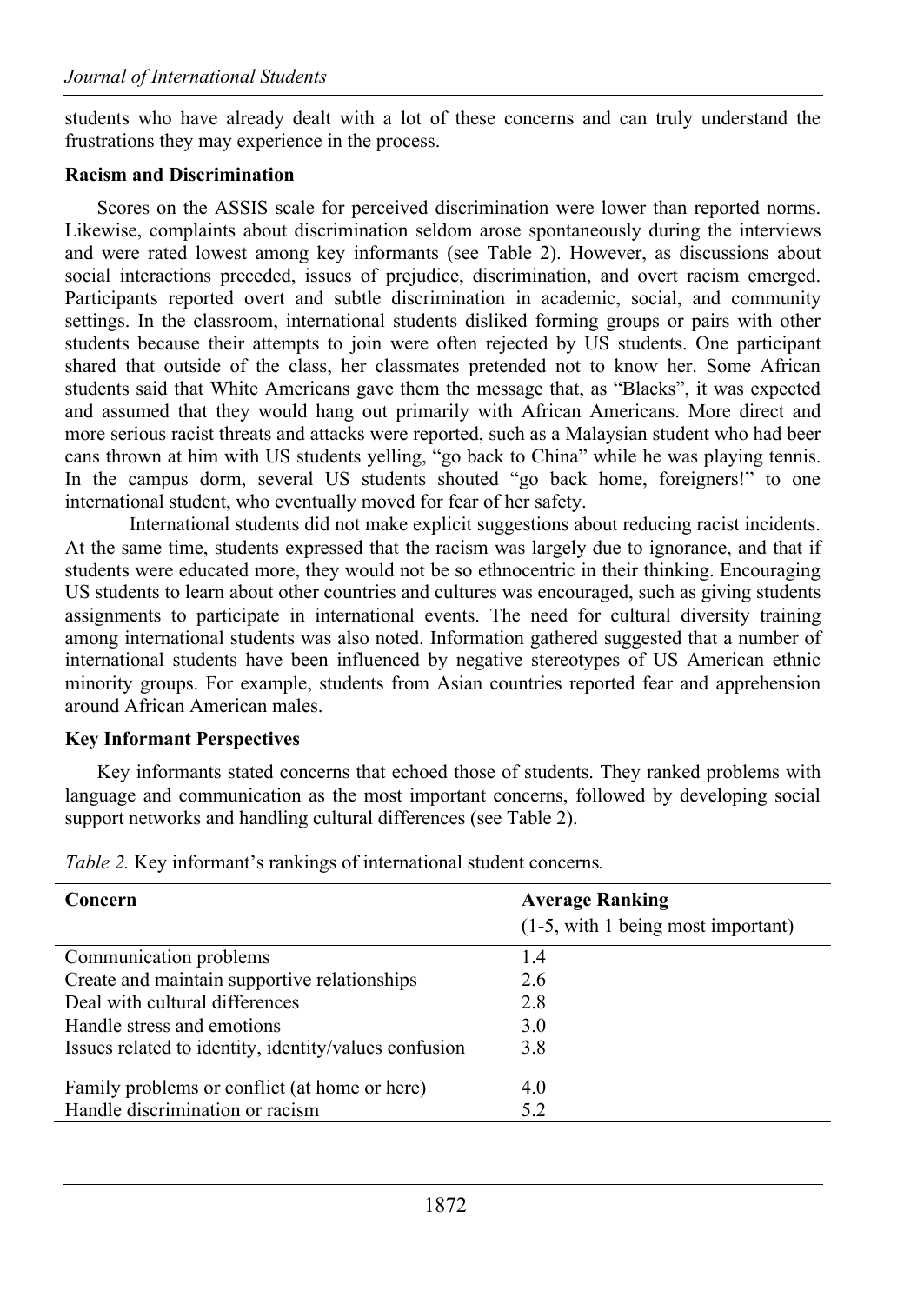students who have already dealt with a lot of these concerns and can truly understand the frustrations they may experience in the process.

**Racism and Discrimination**

Scores on the ASSIS scale for perceived discrimination were lower than reported norms. Likewise, complaints about discrimination seldom arose spontaneously during the interviews and were rated lowest among key informants (see Table 2). However, as discussions about social interactions preceded, issues of prejudice, discrimination, and overt racism emerged. Participants reported overt and subtle discrimination in academic, social, and community settings. In the classroom, international students disliked forming groups or pairs with other students because their attempts to join were often rejected by US students. One participant shared that outside of the class, her classmates pretended not to know her. Some African students said that White Americans gave them the message that, as "Blacks", it was expected and assumed that they would hang out primarily with African Americans. More direct and more serious racist threats and attacks were reported, such as a Malaysian student who had beer cans thrown at him with US students yelling, "go back to China" while he was playing tennis. In the campus dorm, several US students shouted "go back home, foreigners!" to one international student, who eventually moved for fear of her safety.

International students did not make explicit suggestions about reducing racist incidents. At the same time, students expressed that the racism was largely due to ignorance, and that if students were educated more, they would not be so ethnocentric in their thinking. Encouraging US students to learn about other countries and cultures was encouraged, such as giving students assignments to participate in international events. The need for cultural diversity training among international students was also noted. Information gathered suggested that a number of international students have been influenced by negative stereotypes of US American ethnic minority groups. For example, students from Asian countries reported fear and apprehension around African American males.

**Key Informant Perspectives**

Key informants stated concerns that echoed those of students. They ranked problems with language and communication as the most important concerns, followed by developing social support networks and handling cultural differences (see Table 2).

*Table 2.* Key informant's rankings of international student concerns.

| Concern | Average Ranking (1-5, with 1 being most important) |
|---|---|
| Communication problems | 1.4 |
| Create and maintain supportive relationships | 2.6 |
| Deal with cultural differences | 2.8 |
| Handle stress and emotions | 3.0 |
| Issues related to identity, identity/values confusion | 3.8 |
| Family problems or conflict (at home or here) | 4.0 |
| Handle discrimination or racism | 5.2 |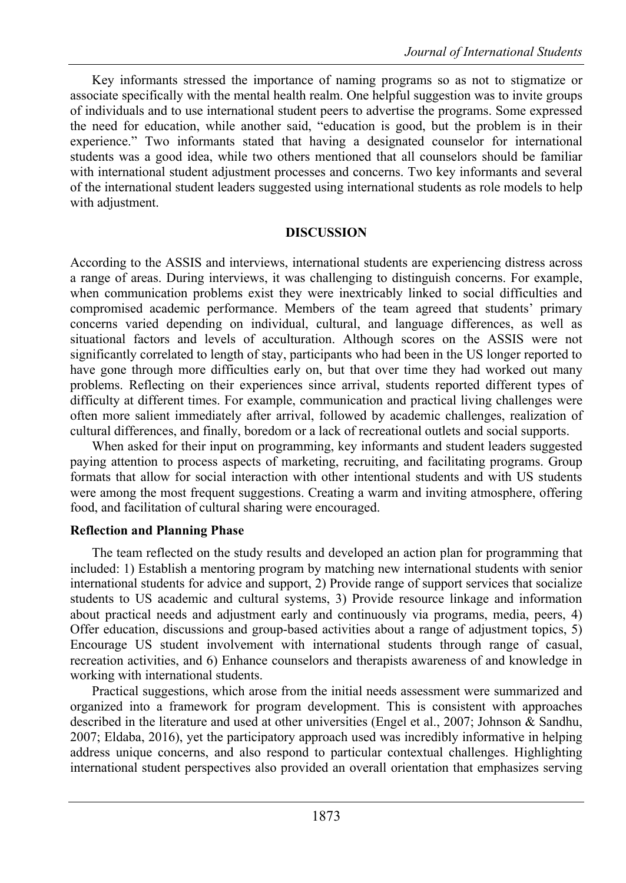Key informants stressed the importance of naming programs so as not to stigmatize or associate specifically with the mental health realm. One helpful suggestion was to invite groups of individuals and to use international student peers to advertise the programs. Some expressed the need for education, while another said, "education is good, but the problem is in their experience." Two informants stated that having a designated counselor for international students was a good idea, while two others mentioned that all counselors should be familiar with international student adjustment processes and concerns. Two key informants and several of the international student leaders suggested using international students as role models to help with adjustment.

## DISCUSSION

According to the ASSIS and interviews, international students are experiencing distress across a range of areas. During interviews, it was challenging to distinguish concerns. For example, when communication problems exist they were inextricably linked to social difficulties and compromised academic performance. Members of the team agreed that students' primary concerns varied depending on individual, cultural, and language differences, as well as situational factors and levels of acculturation. Although scores on the ASSIS were not significantly correlated to length of stay, participants who had been in the US longer reported to have gone through more difficulties early on, but that over time they had worked out many problems. Reflecting on their experiences since arrival, students reported different types of difficulty at different times. For example, communication and practical living challenges were often more salient immediately after arrival, followed by academic challenges, realization of cultural differences, and finally, boredom or a lack of recreational outlets and social supports.

When asked for their input on programming, key informants and student leaders suggested paying attention to process aspects of marketing, recruiting, and facilitating programs. Group formats that allow for social interaction with other intentional students and with US students were among the most frequent suggestions. Creating a warm and inviting atmosphere, offering food, and facilitation of cultural sharing were encouraged.

### Reflection and Planning Phase

The team reflected on the study results and developed an action plan for programming that included: 1) Establish a mentoring program by matching new international students with senior international students for advice and support, 2) Provide range of support services that socialize students to US academic and cultural systems, 3) Provide resource linkage and information about practical needs and adjustment early and continuously via programs, media, peers, 4) Offer education, discussions and group-based activities about a range of adjustment topics, 5) Encourage US student involvement with international students through range of casual, recreation activities, and 6) Enhance counselors and therapists awareness of and knowledge in working with international students.

Practical suggestions, which arose from the initial needs assessment were summarized and organized into a framework for program development. This is consistent with approaches described in the literature and used at other universities (Engel et al., 2007; Johnson & Sandhu, 2007; Eldaba, 2016), yet the participatory approach used was incredibly informative in helping address unique concerns, and also respond to particular contextual challenges. Highlighting international student perspectives also provided an overall orientation that emphasizes serving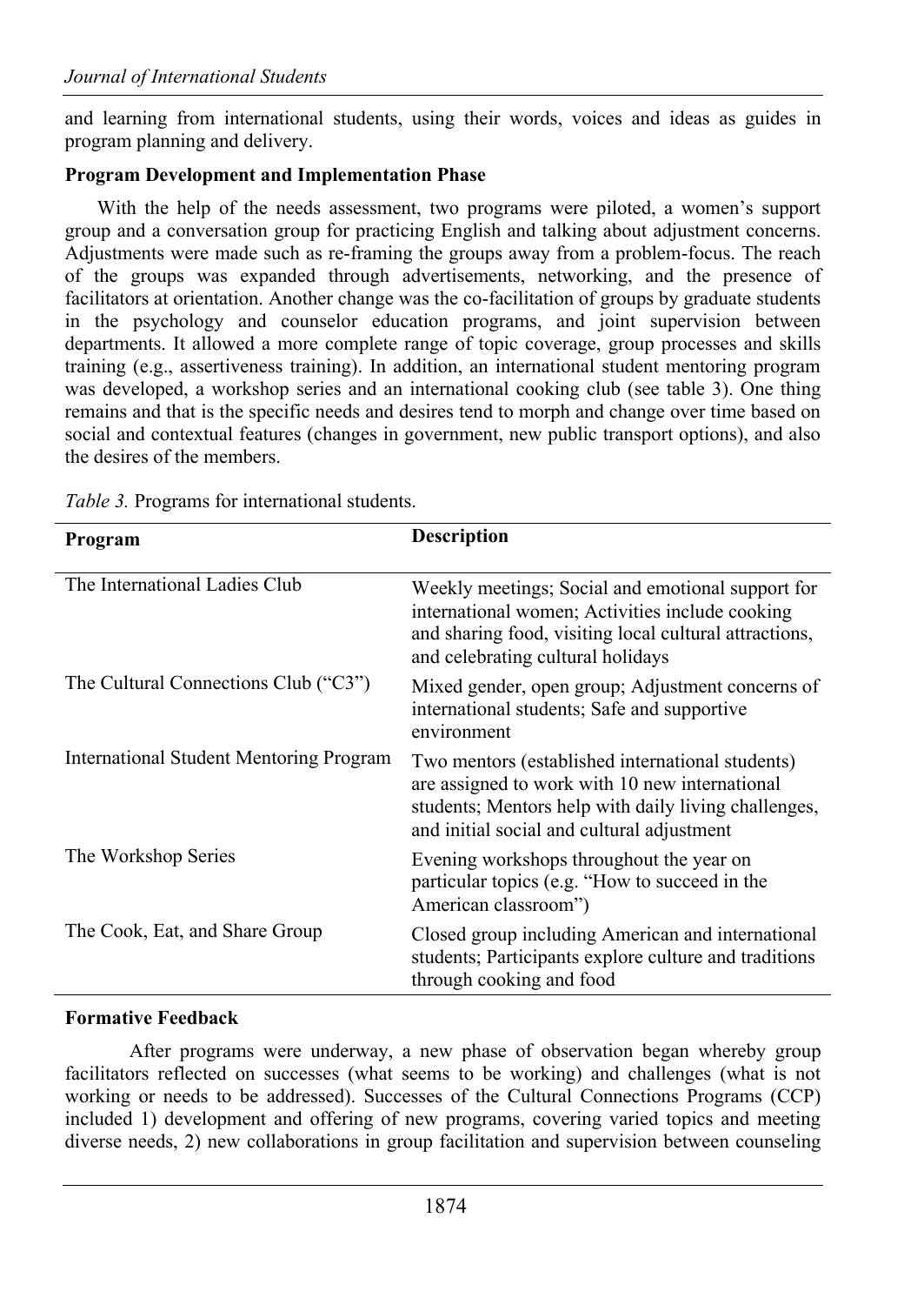and learning from international students, using their words, voices and ideas as guides in program planning and delivery.

**Program Development and Implementation Phase**

With the help of the needs assessment, two programs were piloted, a women's support group and a conversation group for practicing English and talking about adjustment concerns. Adjustments were made such as re-framing the groups away from a problem-focus. The reach of the groups was expanded through advertisements, networking, and the presence of facilitators at orientation. Another change was the co-facilitation of groups by graduate students in the psychology and counselor education programs, and joint supervision between departments. It allowed a more complete range of topic coverage, group processes and skills training (e.g., assertiveness training). In addition, an international student mentoring program was developed, a workshop series and an international cooking club (see table 3). One thing remains and that is the specific needs and desires tend to morph and change over time based on social and contextual features (changes in government, new public transport options), and also the desires of the members.

*Table 3.* Programs for international students.

| Program | Description |
|---|---|
| The International Ladies Club | Weekly meetings; Social and emotional support for international women; Activities include cooking and sharing food, visiting local cultural attractions, and celebrating cultural holidays |
| The Cultural Connections Club ("C3") | Mixed gender, open group; Adjustment concerns of international students; Safe and supportive environment |
| International Student Mentoring Program | Two mentors (established international students) are assigned to work with 10 new international students; Mentors help with daily living challenges, and initial social and cultural adjustment |
| The Workshop Series | Evening workshops throughout the year on particular topics (e.g. "How to succeed in the American classroom") |
| The Cook, Eat, and Share Group | Closed group including American and international students; Participants explore culture and traditions through cooking and food |

**Formative Feedback**

After programs were underway, a new phase of observation began whereby group facilitators reflected on successes (what seems to be working) and challenges (what is not working or needs to be addressed). Successes of the Cultural Connections Programs (CCP) included 1) development and offering of new programs, covering varied topics and meeting diverse needs, 2) new collaborations in group facilitation and supervision between counseling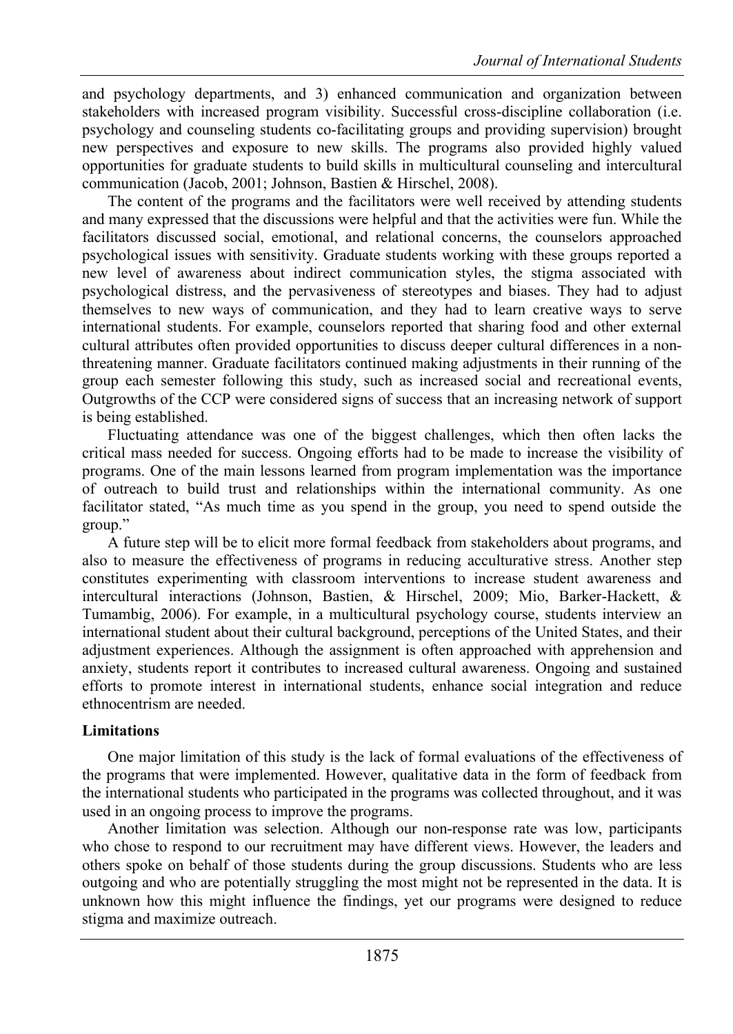and psychology departments, and 3) enhanced communication and organization between stakeholders with increased program visibility. Successful cross-discipline collaboration (i.e. psychology and counseling students co-facilitating groups and providing supervision) brought new perspectives and exposure to new skills. The programs also provided highly valued opportunities for graduate students to build skills in multicultural counseling and intercultural communication (Jacob, 2001; Johnson, Bastien & Hirschel, 2008).

The content of the programs and the facilitators were well received by attending students and many expressed that the discussions were helpful and that the activities were fun. While the facilitators discussed social, emotional, and relational concerns, the counselors approached psychological issues with sensitivity. Graduate students working with these groups reported a new level of awareness about indirect communication styles, the stigma associated with psychological distress, and the pervasiveness of stereotypes and biases. They had to adjust themselves to new ways of communication, and they had to learn creative ways to serve international students. For example, counselors reported that sharing food and other external cultural attributes often provided opportunities to discuss deeper cultural differences in a non-threatening manner. Graduate facilitators continued making adjustments in their running of the group each semester following this study, such as increased social and recreational events, Outgrowths of the CCP were considered signs of success that an increasing network of support is being established.

Fluctuating attendance was one of the biggest challenges, which then often lacks the critical mass needed for success. Ongoing efforts had to be made to increase the visibility of programs. One of the main lessons learned from program implementation was the importance of outreach to build trust and relationships within the international community. As one facilitator stated, "As much time as you spend in the group, you need to spend outside the group."

A future step will be to elicit more formal feedback from stakeholders about programs, and also to measure the effectiveness of programs in reducing acculturative stress. Another step constitutes experimenting with classroom interventions to increase student awareness and intercultural interactions (Johnson, Bastien, & Hirschel, 2009; Mio, Barker-Hackett, & Tumambig, 2006). For example, in a multicultural psychology course, students interview an international student about their cultural background, perceptions of the United States, and their adjustment experiences. Although the assignment is often approached with apprehension and anxiety, students report it contributes to increased cultural awareness. Ongoing and sustained efforts to promote interest in international students, enhance social integration and reduce ethnocentrism are needed.

**Limitations**

One major limitation of this study is the lack of formal evaluations of the effectiveness of the programs that were implemented. However, qualitative data in the form of feedback from the international students who participated in the programs was collected throughout, and it was used in an ongoing process to improve the programs.

Another limitation was selection. Although our non-response rate was low, participants who chose to respond to our recruitment may have different views. However, the leaders and others spoke on behalf of those students during the group discussions. Students who are less outgoing and who are potentially struggling the most might not be represented in the data. It is unknown how this might influence the findings, yet our programs were designed to reduce stigma and maximize outreach.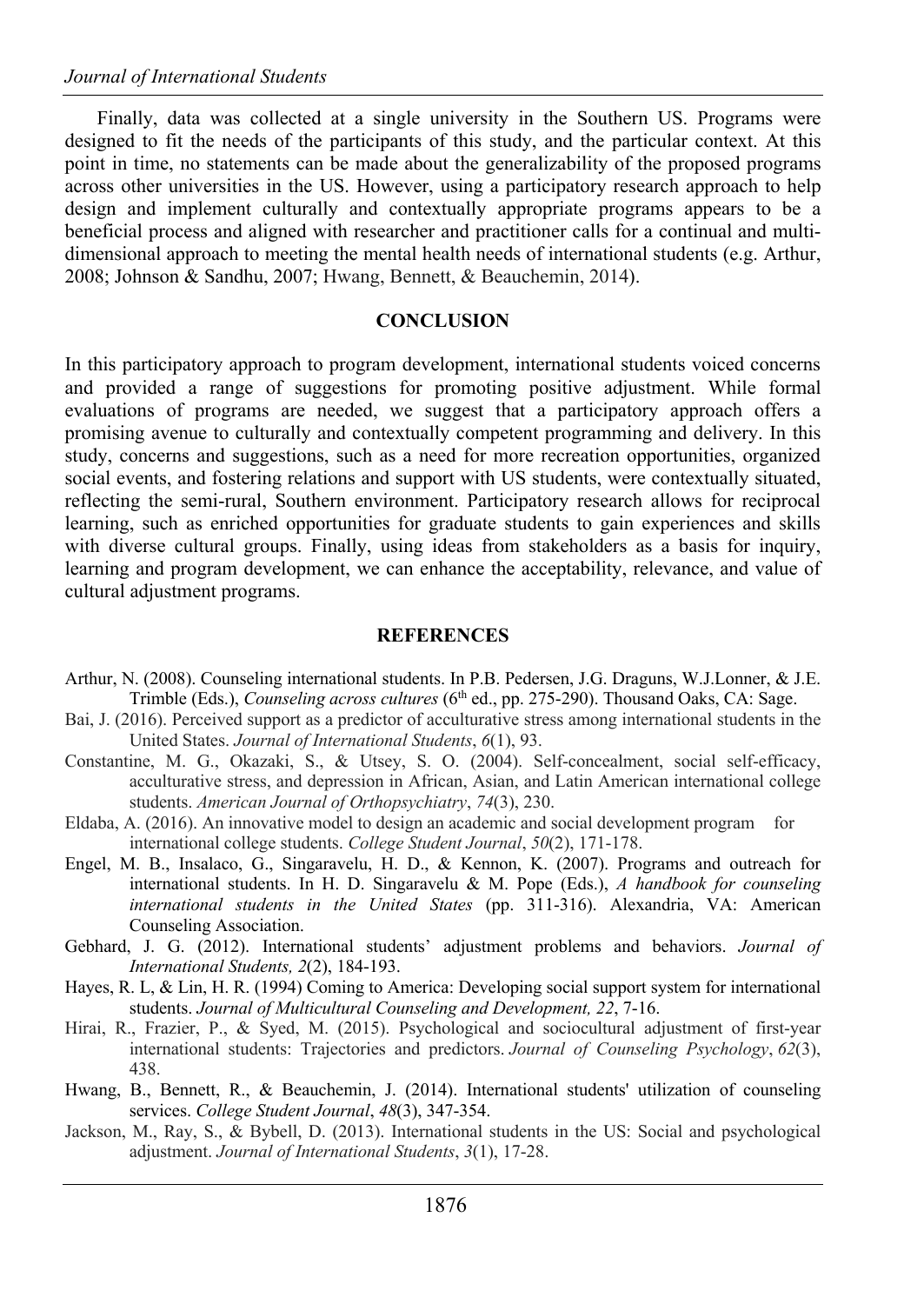Finally, data was collected at a single university in the Southern US. Programs were designed to fit the needs of the participants of this study, and the particular context. At this point in time, no statements can be made about the generalizability of the proposed programs across other universities in the US. However, using a participatory research approach to help design and implement culturally and contextually appropriate programs appears to be a beneficial process and aligned with researcher and practitioner calls for a continual and multi-dimensional approach to meeting the mental health needs of international students (e.g. Arthur, 2008; Johnson & Sandhu, 2007; Hwang, Bennett, & Beauchemin, 2014).

## CONCLUSION

In this participatory approach to program development, international students voiced concerns and provided a range of suggestions for promoting positive adjustment. While formal evaluations of programs are needed, we suggest that a participatory approach offers a promising avenue to culturally and contextually competent programming and delivery. In this study, concerns and suggestions, such as a need for more recreation opportunities, organized social events, and fostering relations and support with US students, were contextually situated, reflecting the semi-rural, Southern environment. Participatory research allows for reciprocal learning, such as enriched opportunities for graduate students to gain experiences and skills with diverse cultural groups. Finally, using ideas from stakeholders as a basis for inquiry, learning and program development, we can enhance the acceptability, relevance, and value of cultural adjustment programs.

## REFERENCES

Arthur, N. (2008). Counseling international students. In P.B. Pedersen, J.G. Draguns, W.J.Lonner, & J.E. Trimble (Eds.), *Counseling across cultures* (6th ed., pp. 275-290). Thousand Oaks, CA: Sage.

Bai, J. (2016). Perceived support as a predictor of acculturative stress among international students in the United States. *Journal of International Students*, *6*(1), 93.

Constantine, M. G., Okazaki, S., & Utsey, S. O. (2004). Self-concealment, social self-efficacy, acculturative stress, and depression in African, Asian, and Latin American international college students. *American Journal of Orthopsychiatry*, *74*(3), 230.

Eldaba, A. (2016). An innovative model to design an academic and social development program for international college students. *College Student Journal*, *50*(2), 171-178.

Engel, M. B., Insalaco, G., Singaravelu, H. D., & Kennon, K. (2007). Programs and outreach for international students. In H. D. Singaravelu & M. Pope (Eds.), *A handbook for counseling international students in the United States* (pp. 311-316). Alexandria, VA: American Counseling Association.

Gebhard, J. G. (2012). International students' adjustment problems and behaviors. *Journal of International Students, 2*(2), 184-193.

Hayes, R. L, & Lin, H. R. (1994) Coming to America: Developing social support system for international students. *Journal of Multicultural Counseling and Development, 22*, 7-16.

Hirai, R., Frazier, P., & Syed, M. (2015). Psychological and sociocultural adjustment of first-year international students: Trajectories and predictors. *Journal of Counseling Psychology*, *62*(3), 438.

Hwang, B., Bennett, R., & Beauchemin, J. (2014). International students' utilization of counseling services. *College Student Journal*, *48*(3), 347-354.

Jackson, M., Ray, S., & Bybell, D. (2013). International students in the US: Social and psychological adjustment. *Journal of International Students*, *3*(1), 17-28.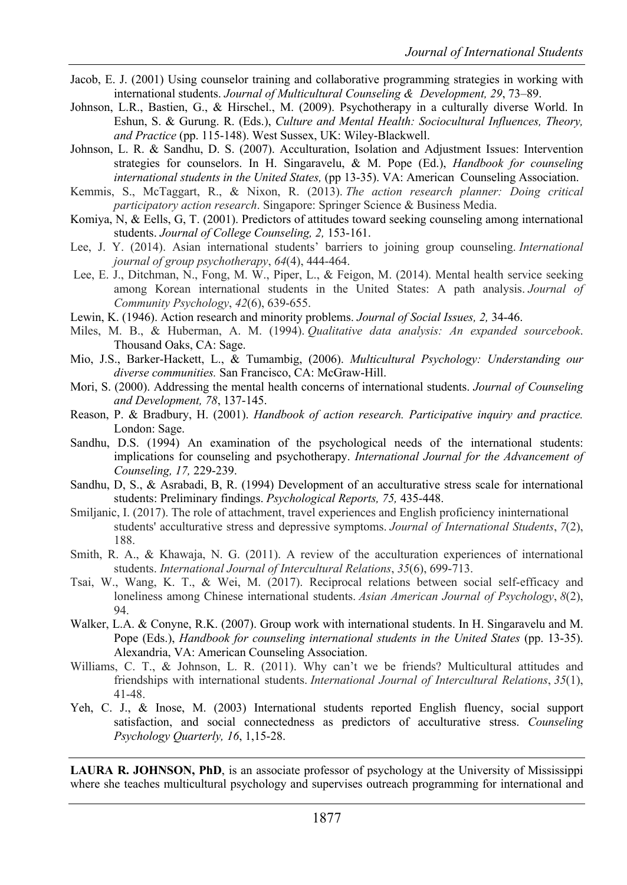Jacob, E. J. (2001) Using counselor training and collaborative programming strategies in working with international students. *Journal of Multicultural Counseling & Development, 29*, 73–89.

Johnson, L.R., Bastien, G., & Hirschel., M. (2009). Psychotherapy in a culturally diverse World. In Eshun, S. & Gurung. R. (Eds.), *Culture and Mental Health: Sociocultural Influences, Theory, and Practice* (pp. 115-148). West Sussex, UK: Wiley-Blackwell.

Johnson, L. R. & Sandhu, D. S. (2007). Acculturation, Isolation and Adjustment Issues: Intervention strategies for counselors. In H. Singaravelu, & M. Pope (Ed.), *Handbook for counseling international students in the United States,* (pp 13-35). VA: American Counseling Association.

Kemmis, S., McTaggart, R., & Nixon, R. (2013). *The action research planner: Doing critical participatory action research*. Singapore: Springer Science & Business Media.

Komiya, N, & Eells, G, T. (2001). Predictors of attitudes toward seeking counseling among international students. *Journal of College Counseling, 2,* 153-161.

Lee, J. Y. (2014). Asian international students' barriers to joining group counseling. *International journal of group psychotherapy*, *64*(4), 444-464.

Lee, E. J., Ditchman, N., Fong, M. W., Piper, L., & Feigon, M. (2014). Mental health service seeking among Korean international students in the United States: A path analysis. *Journal of Community Psychology*, *42*(6), 639-655.

Lewin, K. (1946). Action research and minority problems. *Journal of Social Issues, 2,* 34-46.

Miles, M. B., & Huberman, A. M. (1994). *Qualitative data analysis: An expanded sourcebook*. Thousand Oaks, CA: Sage.

Mio, J.S., Barker-Hackett, L., & Tumambig, (2006). *Multicultural Psychology: Understanding our diverse communities.* San Francisco, CA: McGraw-Hill.

Mori, S. (2000). Addressing the mental health concerns of international students. *Journal of Counseling and Development, 78*, 137-145.

Reason, P. & Bradbury, H. (2001). *Handbook of action research. Participative inquiry and practice.* London: Sage.

Sandhu, D.S. (1994) An examination of the psychological needs of the international students: implications for counseling and psychotherapy. *International Journal for the Advancement of Counseling, 17,* 229-239.

Sandhu, D, S., & Asrabadi, B, R. (1994) Development of an acculturative stress scale for international students: Preliminary findings. *Psychological Reports, 75,* 435-448.

Smiljanic, I. (2017). The role of attachment, travel experiences and English proficiency ininternational students' acculturative stress and depressive symptoms. *Journal of International Students*, *7*(2), 188.

Smith, R. A., & Khawaja, N. G. (2011). A review of the acculturation experiences of international students. *International Journal of Intercultural Relations*, *35*(6), 699-713.

Tsai, W., Wang, K. T., & Wei, M. (2017). Reciprocal relations between social self-efficacy and loneliness among Chinese international students. *Asian American Journal of Psychology*, *8*(2), 94.

Walker, L.A. & Conyne, R.K. (2007). Group work with international students. In H. Singaravelu and M. Pope (Eds.), *Handbook for counseling international students in the United States* (pp. 13-35). Alexandria, VA: American Counseling Association.

Williams, C. T., & Johnson, L. R. (2011). Why can't we be friends? Multicultural attitudes and friendships with international students. *International Journal of Intercultural Relations*, *35*(1), 41-48.

Yeh, C. J., & Inose, M. (2003) International students reported English fluency, social support satisfaction, and social connectedness as predictors of acculturative stress. *Counseling Psychology Quarterly, 16*, 1,15-28.

---

**LAURA R. JOHNSON, PhD**, is an associate professor of psychology at the University of Mississippi where she teaches multicultural psychology and supervises outreach programming for international and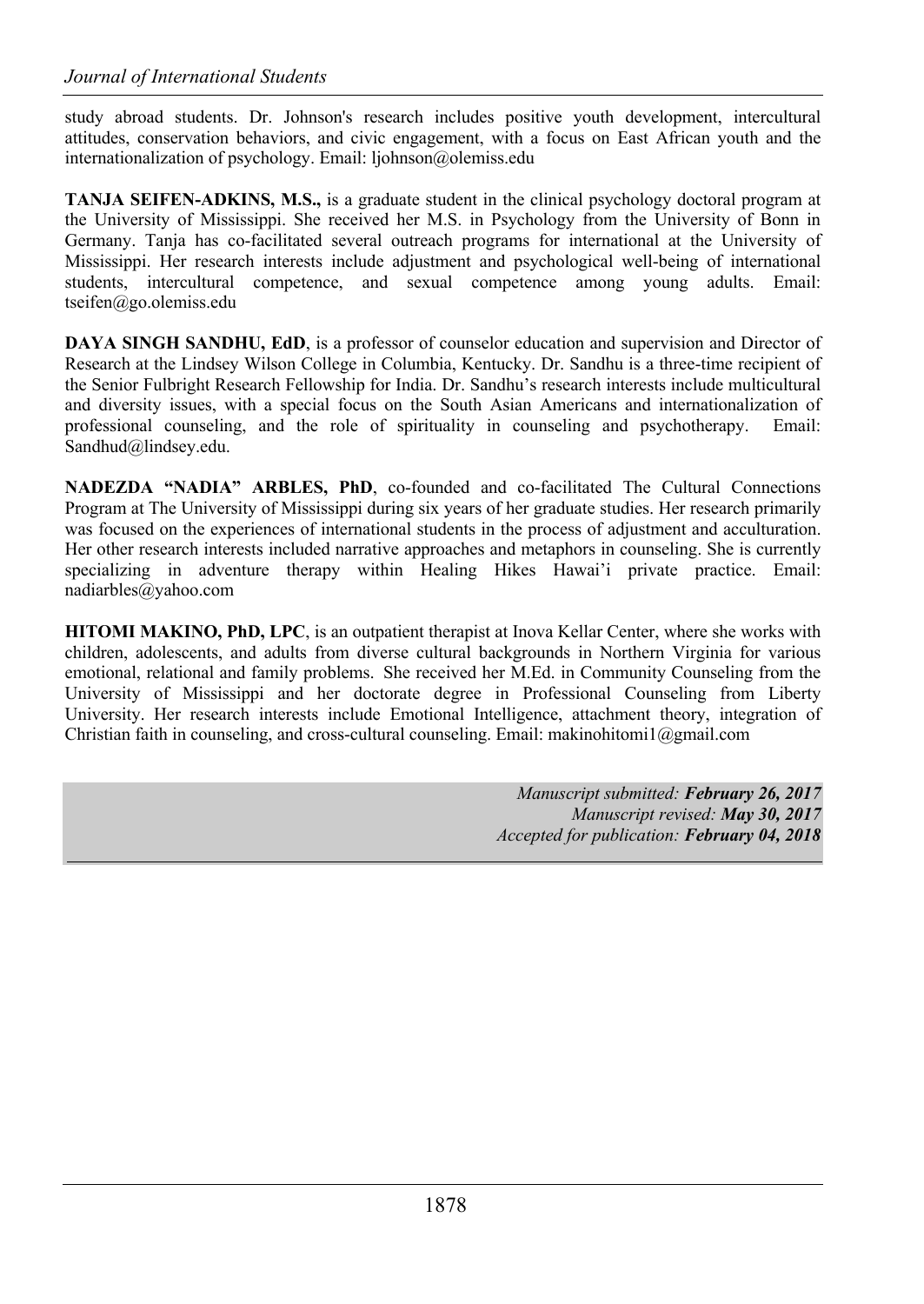study abroad students. Dr. Johnson's research includes positive youth development, intercultural attitudes, conservation behaviors, and civic engagement, with a focus on East African youth and the internationalization of psychology. Email: ljohnson@olemiss.edu

**TANJA SEIFEN-ADKINS, M.S.,** is a graduate student in the clinical psychology doctoral program at the University of Mississippi. She received her M.S. in Psychology from the University of Bonn in Germany. Tanja has co-facilitated several outreach programs for international at the University of Mississippi. Her research interests include adjustment and psychological well-being of international students, intercultural competence, and sexual competence among young adults. Email: tseifen@go.olemiss.edu

**DAYA SINGH SANDHU, EdD**, is a professor of counselor education and supervision and Director of Research at the Lindsey Wilson College in Columbia, Kentucky. Dr. Sandhu is a three-time recipient of the Senior Fulbright Research Fellowship for India. Dr. Sandhu's research interests include multicultural and diversity issues, with a special focus on the South Asian Americans and internationalization of professional counseling, and the role of spirituality in counseling and psychotherapy. Email: Sandhud@lindsey.edu.

**NADEZDA "NADIA" ARBLES, PhD**, co-founded and co-facilitated The Cultural Connections Program at The University of Mississippi during six years of her graduate studies. Her research primarily was focused on the experiences of international students in the process of adjustment and acculturation. Her other research interests included narrative approaches and metaphors in counseling. She is currently specializing in adventure therapy within Healing Hikes Hawai'i private practice. Email: nadiarbles@yahoo.com

**HITOMI MAKINO, PhD, LPC**, is an outpatient therapist at Inova Kellar Center, where she works with children, adolescents, and adults from diverse cultural backgrounds in Northern Virginia for various emotional, relational and family problems. She received her M.Ed. in Community Counseling from the University of Mississippi and her doctorate degree in Professional Counseling from Liberty University. Her research interests include Emotional Intelligence, attachment theory, integration of Christian faith in counseling, and cross-cultural counseling. Email: makinohitomi1@gmail.com

*Manuscript submitted:* ***February 26, 2017***
*Manuscript revised:* ***May 30, 2017***
*Accepted for publication:* ***February 04, 2018***